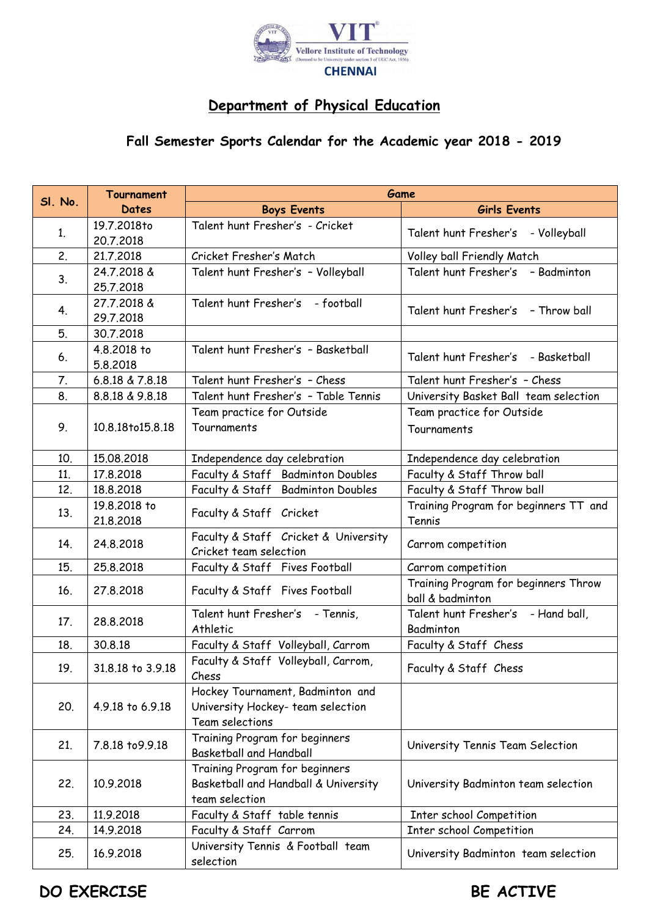VIT® Vellore Institute of Technology (Deemed to be University under section 3 of UGC Act, 1956)

CHENNAI

# Department of Physical Education

## Fall Semester Sports Calendar for the Academic year 2018 - 2019

| Sl. No. | Tournament Dates | Game | |
|---|---|---|---|
| | | Boys Events | Girls Events |
| 1. | 19.7.2018to 20.7.2018 | Talent hunt Fresher's - Cricket | Talent hunt Fresher's - Volleyball |
| 2. | 21.7.2018 | Cricket Fresher's Match | Volley ball Friendly Match |
| 3. | 24.7.2018 & 25.7.2018 | Talent hunt Fresher's - Volleyball | Talent hunt Fresher's - Badminton |
| 4. | 27.7.2018 & 29.7.2018 | Talent hunt Fresher's - football | Talent hunt Fresher's - Throw ball |
| 5. | 30.7.2018 | | |
| 6. | 4.8.2018 to 5.8.2018 | Talent hunt Fresher's - Basketball | Talent hunt Fresher's - Basketball |
| 7. | 6.8.18 & 7.8.18 | Talent hunt Fresher's - Chess | Talent hunt Fresher's - Chess |
| 8. | 8.8.18 & 9.8.18 | Talent hunt Fresher's - Table Tennis | University Basket Ball team selection |
| 9. | 10.8.18to15.8.18 | Team practice for Outside Tournaments | Team practice for Outside Tournaments |
| 10. | 15.08.2018 | Independence day celebration | Independence day celebration |
| 11. | 17.8.2018 | Faculty & Staff Badminton Doubles | Faculty & Staff Throw ball |
| 12. | 18.8.2018 | Faculty & Staff Badminton Doubles | Faculty & Staff Throw ball |
| 13. | 19.8.2018 to 21.8.2018 | Faculty & Staff Cricket | Training Program for beginners TT and Tennis |
| 14. | 24.8.2018 | Faculty & Staff Cricket & University Cricket team selection | Carrom competition |
| 15. | 25.8.2018 | Faculty & Staff Fives Football | Carrom competition |
| 16. | 27.8.2018 | Faculty & Staff Fives Football | Training Program for beginners Throw ball & badminton |
| 17. | 28.8.2018 | Talent hunt Fresher's - Tennis, Athletic | Talent hunt Fresher's - Hand ball, Badminton |
| 18. | 30.8.18 | Faculty & Staff Volleyball, Carrom | Faculty & Staff Chess |
| 19. | 31.8.18 to 3.9.18 | Faculty & Staff Volleyball, Carrom, Chess | Faculty & Staff Chess |
| 20. | 4.9.18 to 6.9.18 | Hockey Tournament, Badminton and University Hockey- team selection Team selections | |
| 21. | 7.8.18 to9.9.18 | Training Program for beginners Basketball and Handball | University Tennis Team Selection |
| 22. | 10.9.2018 | Training Program for beginners Basketball and Handball & University team selection | University Badminton team selection |
| 23. | 11.9.2018 | Faculty & Staff table tennis | Inter school Competition |
| 24. | 14.9.2018 | Faculty & Staff Carrom | Inter school Competition |
| 25. | 16.9.2018 | University Tennis & Football team selection | University Badminton team selection |

**DO EXERCISE** **BE ACTIVE**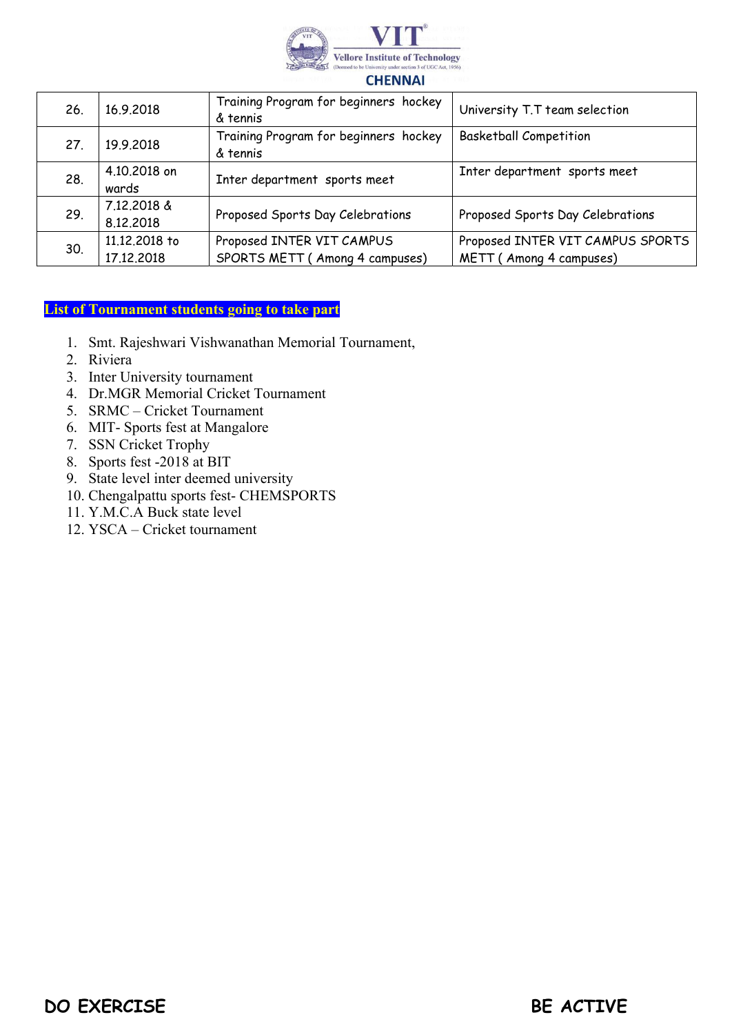| | | | |
|---|---|---|---|
| 26. | 16.9.2018 | Training Program for beginners hockey & tennis | University T.T team selection |
| 27. | 19.9.2018 | Training Program for beginners hockey & tennis | Basketball Competition |
| 28. | 4.10.2018 on wards | Inter department sports meet | Inter department sports meet |
| 29. | 7.12.2018 & 8.12.2018 | Proposed Sports Day Celebrations | Proposed Sports Day Celebrations |
| 30. | 11.12.2018 to 17.12.2018 | Proposed INTER VIT CAMPUS SPORTS METT ( Among 4 campuses) | Proposed INTER VIT CAMPUS SPORTS METT ( Among 4 campuses) |

**List of Tournament students going to take part**

1. Smt. Rajeshwari Vishwanathan Memorial Tournament,
2. Riviera
3. Inter University tournament
4. Dr.MGR Memorial Cricket Tournament
5. SRMC – Cricket Tournament
6. MIT- Sports fest at Mangalore
7. SSN Cricket Trophy
8. Sports fest -2018 at BIT
9. State level inter deemed university
10. Chengalpattu sports fest- CHEMSPORTS
11. Y.M.C.A Buck state level
12. YSCA – Cricket tournament

**DO EXERCISE** **BE ACTIVE**